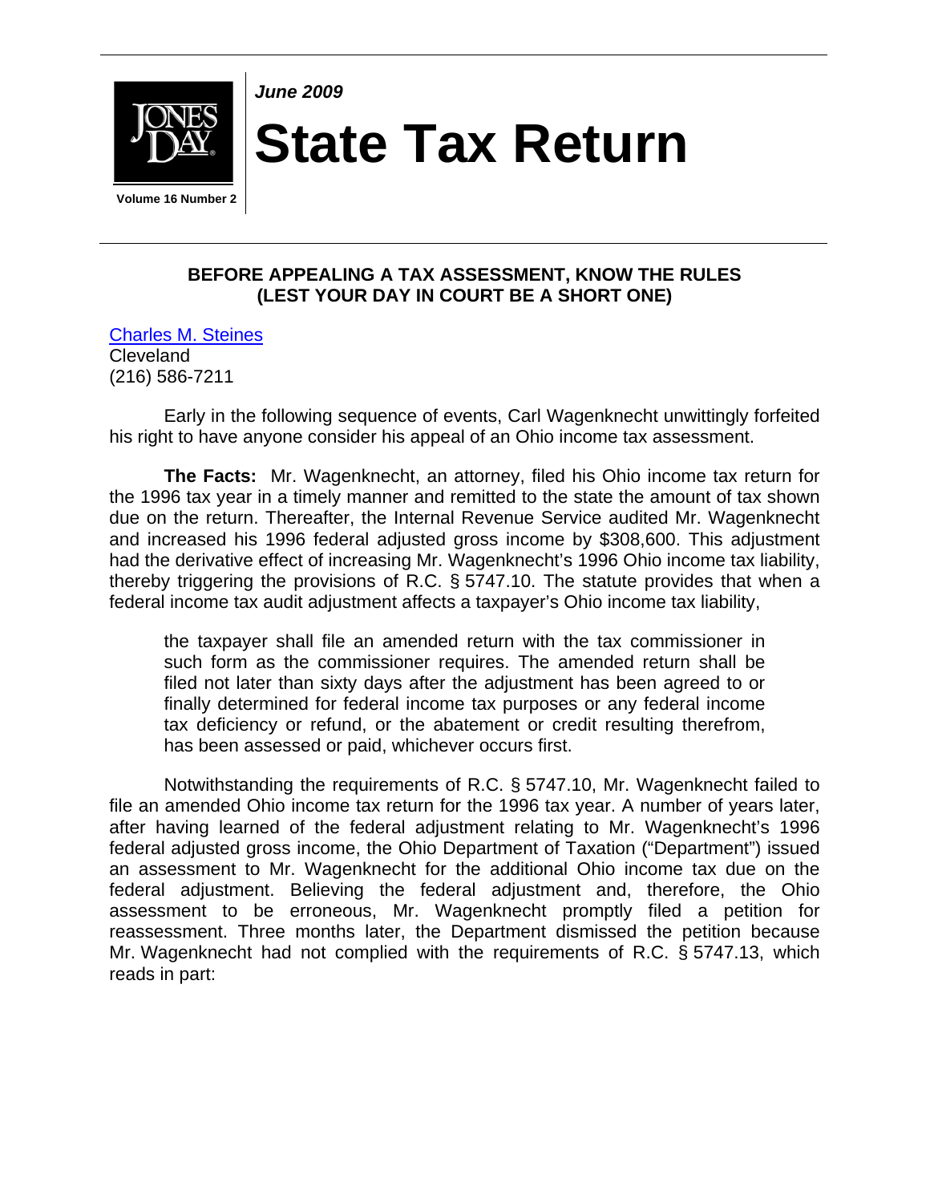*June 2009*

# State Tax Return

Volume 16 Number 2

## BEFORE APPEALING A TAX ASSESSMENT, KNOW THE RULES (LEST YOUR DAY IN COURT BE A SHORT ONE)

Charles M. Steines
Cleveland
(216) 586-7211

Early in the following sequence of events, Carl Wagenknecht unwittingly forfeited his right to have anyone consider his appeal of an Ohio income tax assessment.

**The Facts:** Mr. Wagenknecht, an attorney, filed his Ohio income tax return for the 1996 tax year in a timely manner and remitted to the state the amount of tax shown due on the return. Thereafter, the Internal Revenue Service audited Mr. Wagenknecht and increased his 1996 federal adjusted gross income by $308,600. This adjustment had the derivative effect of increasing Mr. Wagenknecht's 1996 Ohio income tax liability, thereby triggering the provisions of R.C. § 5747.10. The statute provides that when a federal income tax audit adjustment affects a taxpayer's Ohio income tax liability,

> the taxpayer shall file an amended return with the tax commissioner in such form as the commissioner requires. The amended return shall be filed not later than sixty days after the adjustment has been agreed to or finally determined for federal income tax purposes or any federal income tax deficiency or refund, or the abatement or credit resulting therefrom, has been assessed or paid, whichever occurs first.

Notwithstanding the requirements of R.C. § 5747.10, Mr. Wagenknecht failed to file an amended Ohio income tax return for the 1996 tax year. A number of years later, after having learned of the federal adjustment relating to Mr. Wagenknecht's 1996 federal adjusted gross income, the Ohio Department of Taxation ("Department") issued an assessment to Mr. Wagenknecht for the additional Ohio income tax due on the federal adjustment. Believing the federal adjustment and, therefore, the Ohio assessment to be erroneous, Mr. Wagenknecht promptly filed a petition for reassessment. Three months later, the Department dismissed the petition because Mr. Wagenknecht had not complied with the requirements of R.C. § 5747.13, which reads in part: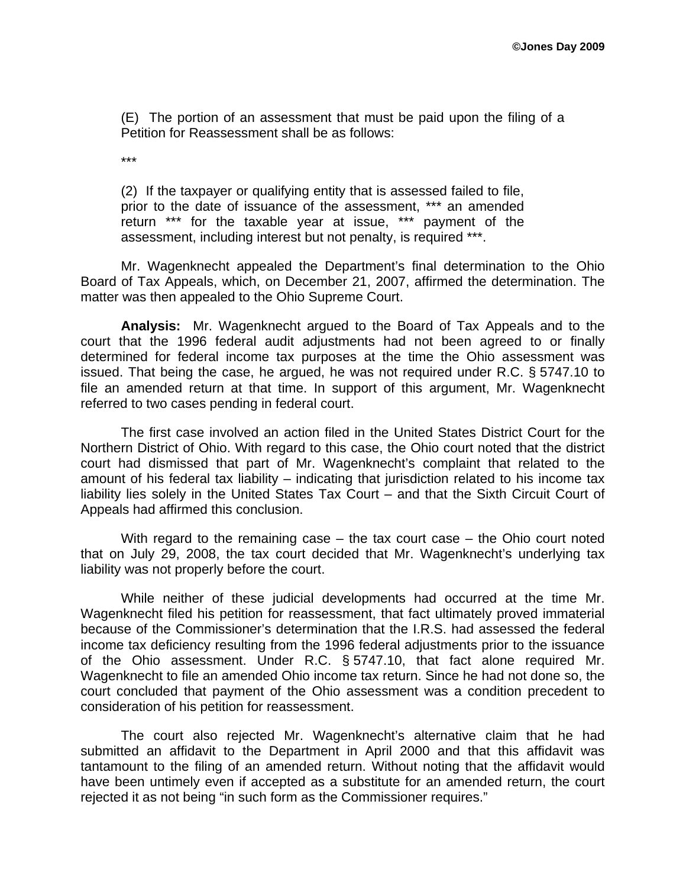> (E) The portion of an assessment that must be paid upon the filing of a Petition for Reassessment shall be as follows:
>
> ***
>
> (2) If the taxpayer or qualifying entity that is assessed failed to file, prior to the date of issuance of the assessment, *** an amended return *** for the taxable year at issue, *** payment of the assessment, including interest but not penalty, is required ***.

Mr. Wagenknecht appealed the Department's final determination to the Ohio Board of Tax Appeals, which, on December 21, 2007, affirmed the determination. The matter was then appealed to the Ohio Supreme Court.

**Analysis:** Mr. Wagenknecht argued to the Board of Tax Appeals and to the court that the 1996 federal audit adjustments had not been agreed to or finally determined for federal income tax purposes at the time the Ohio assessment was issued. That being the case, he argued, he was not required under R.C. § 5747.10 to file an amended return at that time. In support of this argument, Mr. Wagenknecht referred to two cases pending in federal court.

The first case involved an action filed in the United States District Court for the Northern District of Ohio. With regard to this case, the Ohio court noted that the district court had dismissed that part of Mr. Wagenknecht's complaint that related to the amount of his federal tax liability – indicating that jurisdiction related to his income tax liability lies solely in the United States Tax Court – and that the Sixth Circuit Court of Appeals had affirmed this conclusion.

With regard to the remaining case – the tax court case – the Ohio court noted that on July 29, 2008, the tax court decided that Mr. Wagenknecht's underlying tax liability was not properly before the court.

While neither of these judicial developments had occurred at the time Mr. Wagenknecht filed his petition for reassessment, that fact ultimately proved immaterial because of the Commissioner's determination that the I.R.S. had assessed the federal income tax deficiency resulting from the 1996 federal adjustments prior to the issuance of the Ohio assessment. Under R.C. § 5747.10, that fact alone required Mr. Wagenknecht to file an amended Ohio income tax return. Since he had not done so, the court concluded that payment of the Ohio assessment was a condition precedent to consideration of his petition for reassessment.

The court also rejected Mr. Wagenknecht's alternative claim that he had submitted an affidavit to the Department in April 2000 and that this affidavit was tantamount to the filing of an amended return. Without noting that the affidavit would have been untimely even if accepted as a substitute for an amended return, the court rejected it as not being "in such form as the Commissioner requires."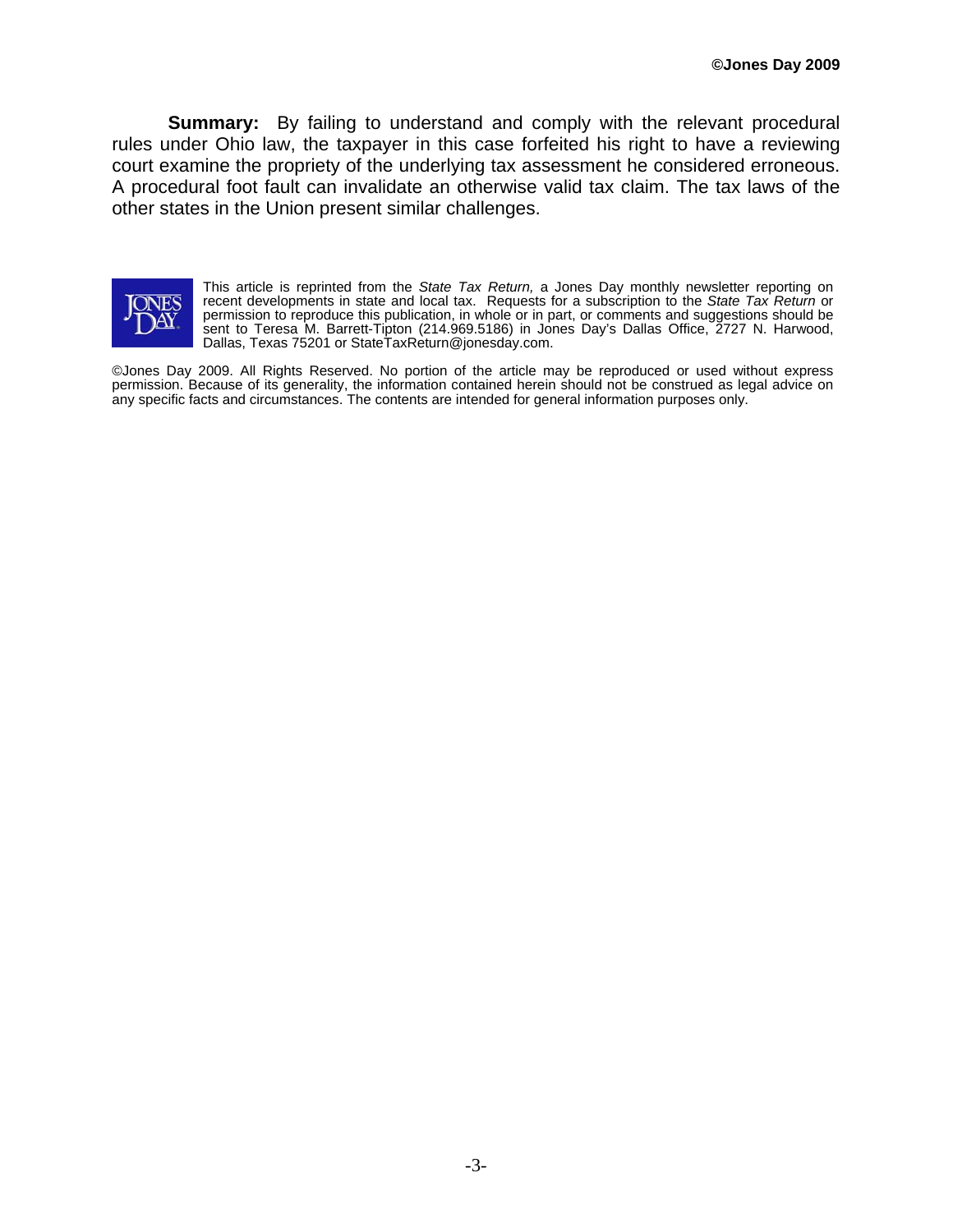**Summary:** By failing to understand and comply with the relevant procedural rules under Ohio law, the taxpayer in this case forfeited his right to have a reviewing court examine the propriety of the underlying tax assessment he considered erroneous. A procedural foot fault can invalidate an otherwise valid tax claim. The tax laws of the other states in the Union present similar challenges.

This article is reprinted from the *State Tax Return,* a Jones Day monthly newsletter reporting on recent developments in state and local tax. Requests for a subscription to the *State Tax Return* or permission to reproduce this publication, in whole or in part, or comments and suggestions should be sent to Teresa M. Barrett-Tipton (214.969.5186) in Jones Day's Dallas Office, 2727 N. Harwood, Dallas, Texas 75201 or StateTaxReturn@jonesday.com.

©Jones Day 2009. All Rights Reserved. No portion of the article may be reproduced or used without express permission. Because of its generality, the information contained herein should not be construed as legal advice on any specific facts and circumstances. The contents are intended for general information purposes only.